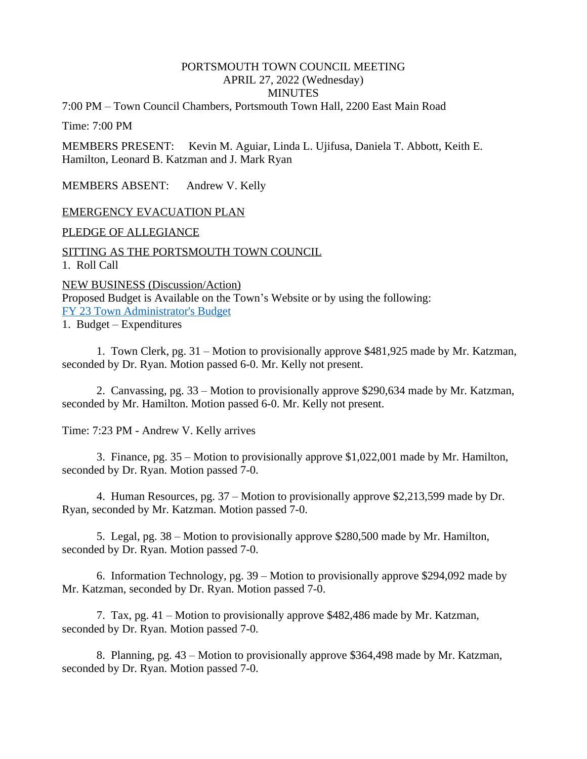PORTSMOUTH TOWN COUNCIL MEETING
APRIL 27, 2022 (Wednesday)
MINUTES

7:00 PM – Town Council Chambers, Portsmouth Town Hall, 2200 East Main Road

Time: 7:00 PM

MEMBERS PRESENT: Kevin M. Aguiar, Linda L. Ujifusa, Daniela T. Abbott, Keith E. Hamilton, Leonard B. Katzman and J. Mark Ryan

MEMBERS ABSENT: Andrew V. Kelly

EMERGENCY EVACUATION PLAN

PLEDGE OF ALLEGIANCE

SITTING AS THE PORTSMOUTH TOWN COUNCIL

1. Roll Call

NEW BUSINESS (Discussion/Action)

Proposed Budget is Available on the Town's Website or by using the following:
[FY 23 Town Administrator's Budget]

1. Budget – Expenditures

1. Town Clerk, pg. 31 – Motion to provisionally approve $481,925 made by Mr. Katzman, seconded by Dr. Ryan. Motion passed 6-0. Mr. Kelly not present.

2. Canvassing, pg. 33 – Motion to provisionally approve $290,634 made by Mr. Katzman, seconded by Mr. Hamilton. Motion passed 6-0. Mr. Kelly not present.

Time: 7:23 PM - Andrew V. Kelly arrives

3. Finance, pg. 35 – Motion to provisionally approve $1,022,001 made by Mr. Hamilton, seconded by Dr. Ryan. Motion passed 7-0.

4. Human Resources, pg. 37 – Motion to provisionally approve $2,213,599 made by Dr. Ryan, seconded by Mr. Katzman. Motion passed 7-0.

5. Legal, pg. 38 – Motion to provisionally approve $280,500 made by Mr. Hamilton, seconded by Dr. Ryan. Motion passed 7-0.

6. Information Technology, pg. 39 – Motion to provisionally approve $294,092 made by Mr. Katzman, seconded by Dr. Ryan. Motion passed 7-0.

7. Tax, pg. 41 – Motion to provisionally approve $482,486 made by Mr. Katzman, seconded by Dr. Ryan. Motion passed 7-0.

8. Planning, pg. 43 – Motion to provisionally approve $364,498 made by Mr. Katzman, seconded by Dr. Ryan. Motion passed 7-0.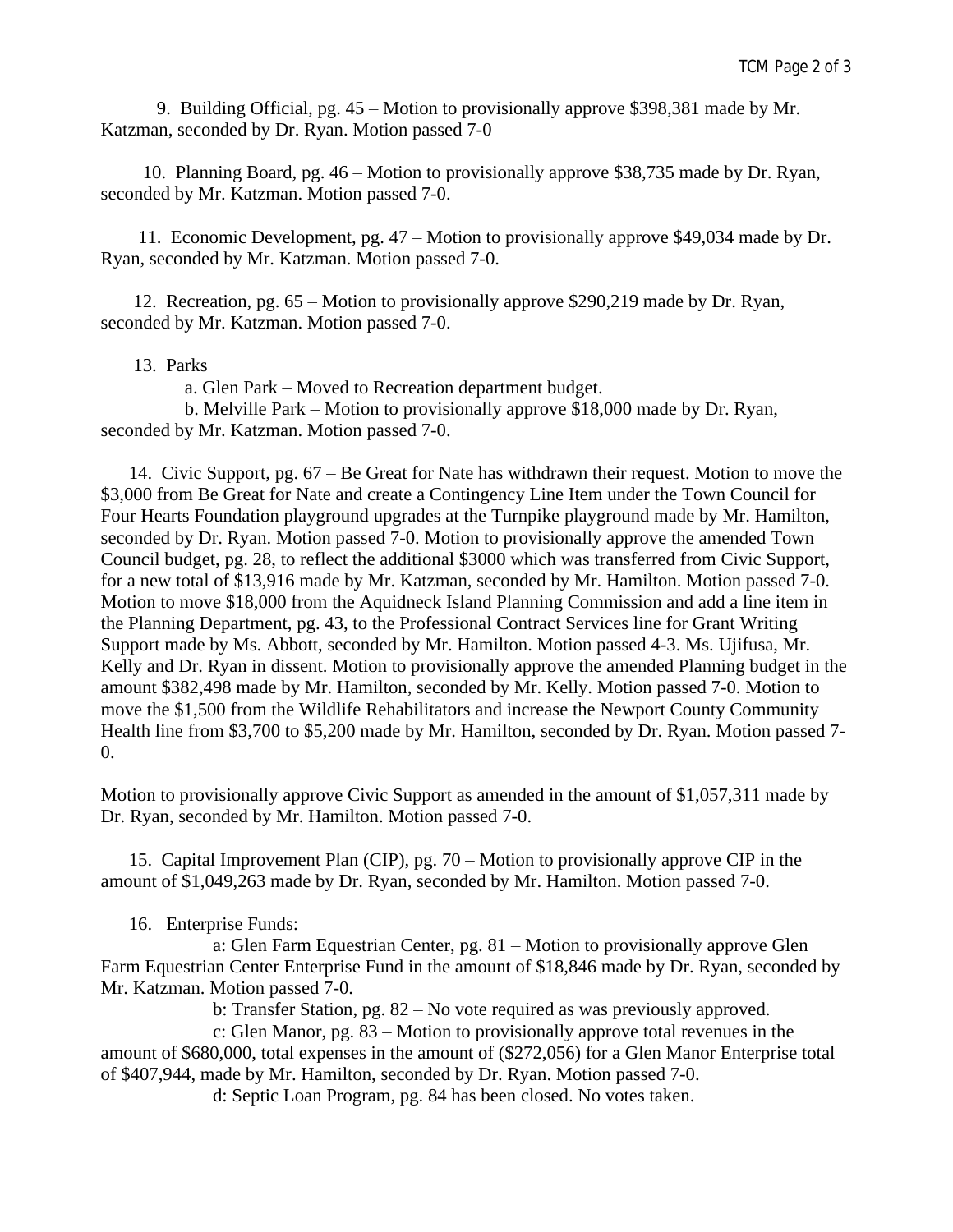9. Building Official, pg. 45 – Motion to provisionally approve $398,381 made by Mr. Katzman, seconded by Dr. Ryan. Motion passed 7-0

10. Planning Board, pg. 46 – Motion to provisionally approve $38,735 made by Dr. Ryan, seconded by Mr. Katzman. Motion passed 7-0.

11. Economic Development, pg. 47 – Motion to provisionally approve $49,034 made by Dr. Ryan, seconded by Mr. Katzman. Motion passed 7-0.

12. Recreation, pg. 65 – Motion to provisionally approve $290,219 made by Dr. Ryan, seconded by Mr. Katzman. Motion passed 7-0.

13. Parks

    a. Glen Park – Moved to Recreation department budget.

    b. Melville Park – Motion to provisionally approve $18,000 made by Dr. Ryan, seconded by Mr. Katzman. Motion passed 7-0.

14. Civic Support, pg. 67 – Be Great for Nate has withdrawn their request. Motion to move the $3,000 from Be Great for Nate and create a Contingency Line Item under the Town Council for Four Hearts Foundation playground upgrades at the Turnpike playground made by Mr. Hamilton, seconded by Dr. Ryan. Motion passed 7-0. Motion to provisionally approve the amended Town Council budget, pg. 28, to reflect the additional $3000 which was transferred from Civic Support, for a new total of $13,916 made by Mr. Katzman, seconded by Mr. Hamilton. Motion passed 7-0. Motion to move $18,000 from the Aquidneck Island Planning Commission and add a line item in the Planning Department, pg. 43, to the Professional Contract Services line for Grant Writing Support made by Ms. Abbott, seconded by Mr. Hamilton. Motion passed 4-3. Ms. Ujifusa, Mr. Kelly and Dr. Ryan in dissent. Motion to provisionally approve the amended Planning budget in the amount $382,498 made by Mr. Hamilton, seconded by Mr. Kelly. Motion passed 7-0. Motion to move the $1,500 from the Wildlife Rehabilitators and increase the Newport County Community Health line from $3,700 to $5,200 made by Mr. Hamilton, seconded by Dr. Ryan. Motion passed 7-0.

Motion to provisionally approve Civic Support as amended in the amount of $1,057,311 made by Dr. Ryan, seconded by Mr. Hamilton. Motion passed 7-0.

15. Capital Improvement Plan (CIP), pg. 70 – Motion to provisionally approve CIP in the amount of $1,049,263 made by Dr. Ryan, seconded by Mr. Hamilton. Motion passed 7-0.

16. Enterprise Funds:

    a: Glen Farm Equestrian Center, pg. 81 – Motion to provisionally approve Glen Farm Equestrian Center Enterprise Fund in the amount of $18,846 made by Dr. Ryan, seconded by Mr. Katzman. Motion passed 7-0.

    b: Transfer Station, pg. 82 – No vote required as was previously approved.

    c: Glen Manor, pg. 83 – Motion to provisionally approve total revenues in the amount of $680,000, total expenses in the amount of ($272,056) for a Glen Manor Enterprise total of $407,944, made by Mr. Hamilton, seconded by Dr. Ryan. Motion passed 7-0.

    d: Septic Loan Program, pg. 84 has been closed. No votes taken.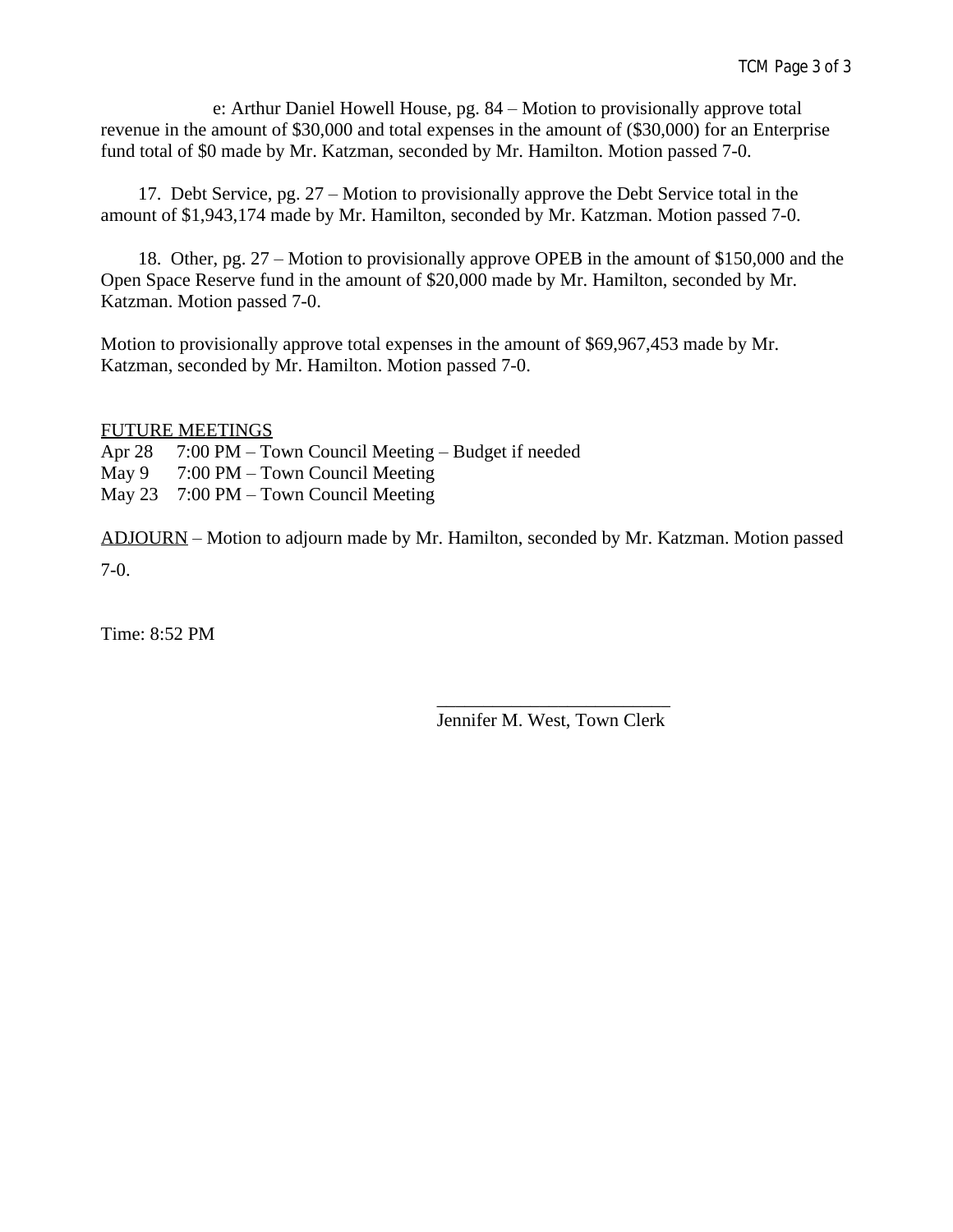e: Arthur Daniel Howell House, pg. 84 – Motion to provisionally approve total revenue in the amount of $30,000 and total expenses in the amount of ($30,000) for an Enterprise fund total of $0 made by Mr. Katzman, seconded by Mr. Hamilton. Motion passed 7-0.

17. Debt Service, pg. 27 – Motion to provisionally approve the Debt Service total in the amount of $1,943,174 made by Mr. Hamilton, seconded by Mr. Katzman. Motion passed 7-0.

18. Other, pg. 27 – Motion to provisionally approve OPEB in the amount of $150,000 and the Open Space Reserve fund in the amount of $20,000 made by Mr. Hamilton, seconded by Mr. Katzman. Motion passed 7-0.

Motion to provisionally approve total expenses in the amount of $69,967,453 made by Mr. Katzman, seconded by Mr. Hamilton. Motion passed 7-0.

<u>FUTURE MEETINGS</u>

Apr 28 7:00 PM – Town Council Meeting – Budget if needed
May 9 7:00 PM – Town Council Meeting
May 23 7:00 PM – Town Council Meeting

<u>ADJOURN</u> – Motion to adjourn made by Mr. Hamilton, seconded by Mr. Katzman. Motion passed 7-0.

Time: 8:52 PM

_________________________
Jennifer M. West, Town Clerk